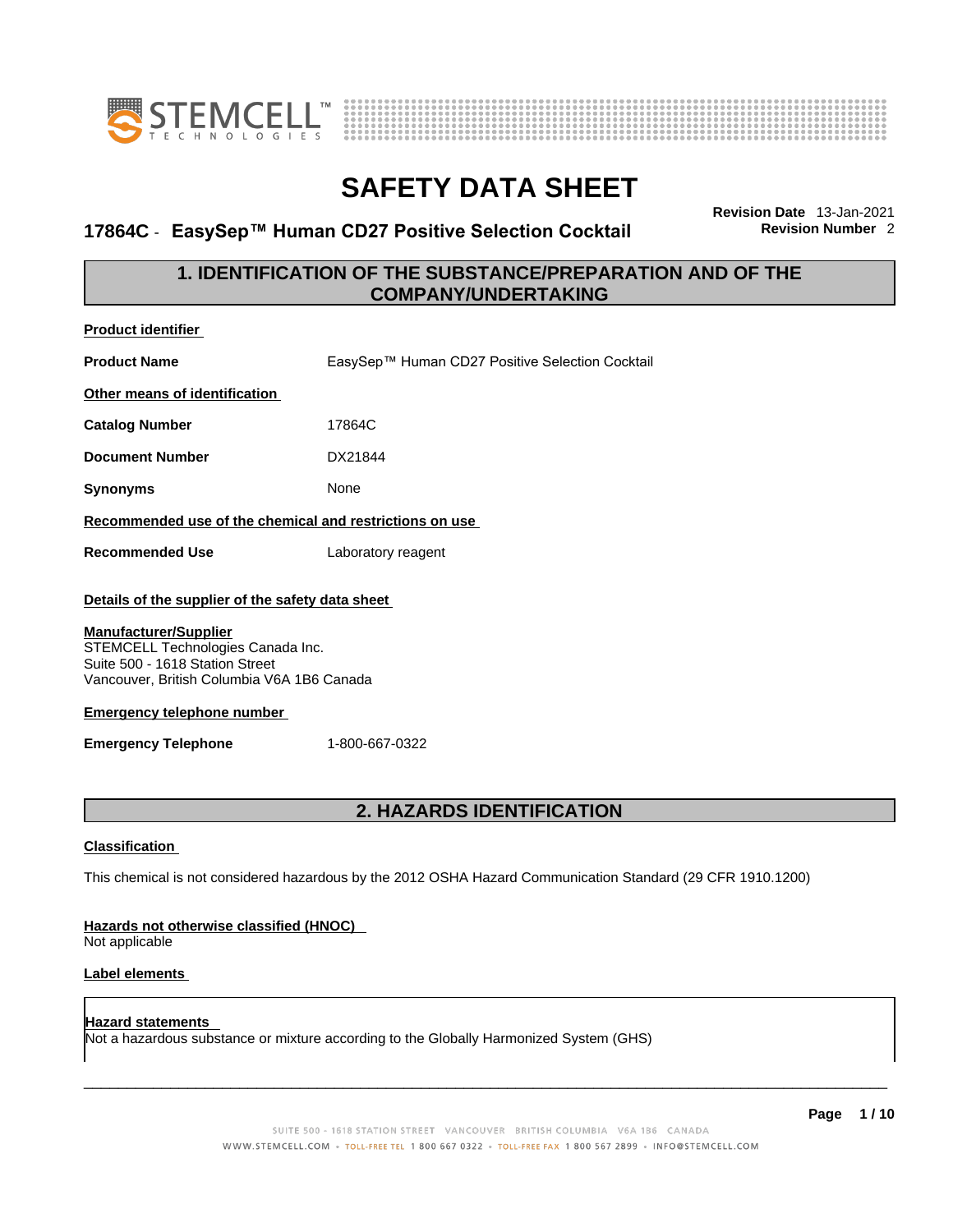# SAFETY DATA SHEET

## 17864C - EasySep™ Human CD27 Positive Selection Cocktail

**Revision Date** 13-Jan-2021
**Revision Number** 2

## 1. IDENTIFICATION OF THE SUBSTANCE/PREPARATION AND OF THE COMPANY/UNDERTAKING

**Product identifier**

**Product Name** EasySep™ Human CD27 Positive Selection Cocktail

**Other means of identification**

**Catalog Number** 17864C

**Document Number** DX21844

**Synonyms** None

**Recommended use of the chemical and restrictions on use**

**Recommended Use** Laboratory reagent

**Details of the supplier of the safety data sheet**

**Manufacturer/Supplier**
STEMCELL Technologies Canada Inc.
Suite 500 - 1618 Station Street
Vancouver, British Columbia V6A 1B6 Canada

**Emergency telephone number**

**Emergency Telephone** 1-800-667-0322

## 2. HAZARDS IDENTIFICATION

**Classification**

This chemical is not considered hazardous by the 2012 OSHA Hazard Communication Standard (29 CFR 1910.1200)

**Hazards not otherwise classified (HNOC)**
Not applicable

**Label elements**

**Hazard statements**
Not a hazardous substance or mixture according to the Globally Harmonized System (GHS)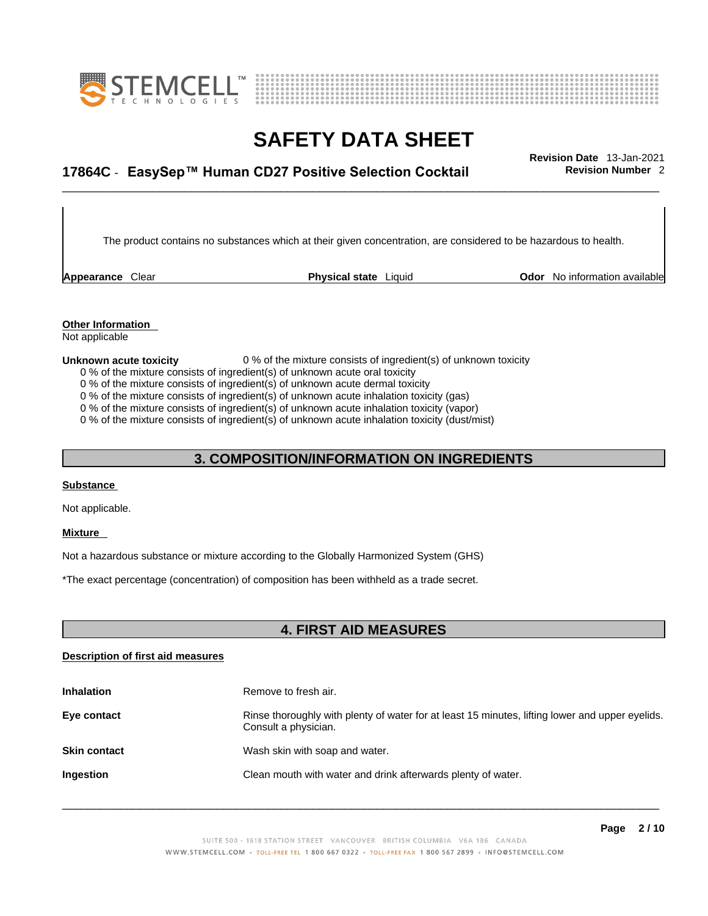The product contains no substances which at their given concentration, are considered to be hazardous to health.

| **Appearance** Clear | **Physical state** Liquid | **Odor** No information available |
|---|---|---|

**Other Information**

Not applicable

**Unknown acute toxicity** 0 % of the mixture consists of ingredient(s) of unknown toxicity

0 % of the mixture consists of ingredient(s) of unknown acute oral toxicity
0 % of the mixture consists of ingredient(s) of unknown acute dermal toxicity
0 % of the mixture consists of ingredient(s) of unknown acute inhalation toxicity (gas)
0 % of the mixture consists of ingredient(s) of unknown acute inhalation toxicity (vapor)
0 % of the mixture consists of ingredient(s) of unknown acute inhalation toxicity (dust/mist)

## 3. COMPOSITION/INFORMATION ON INGREDIENTS

**Substance**

Not applicable.

**Mixture**

Not a hazardous substance or mixture according to the Globally Harmonized System (GHS)

*The exact percentage (concentration) of composition has been withheld as a trade secret.

## 4. FIRST AID MEASURES

**Description of first aid measures**

| | |
|---|---|
| **Inhalation** | Remove to fresh air. |
| **Eye contact** | Rinse thoroughly with plenty of water for at least 15 minutes, lifting lower and upper eyelids. Consult a physician. |
| **Skin contact** | Wash skin with soap and water. |
| **Ingestion** | Clean mouth with water and drink afterwards plenty of water. |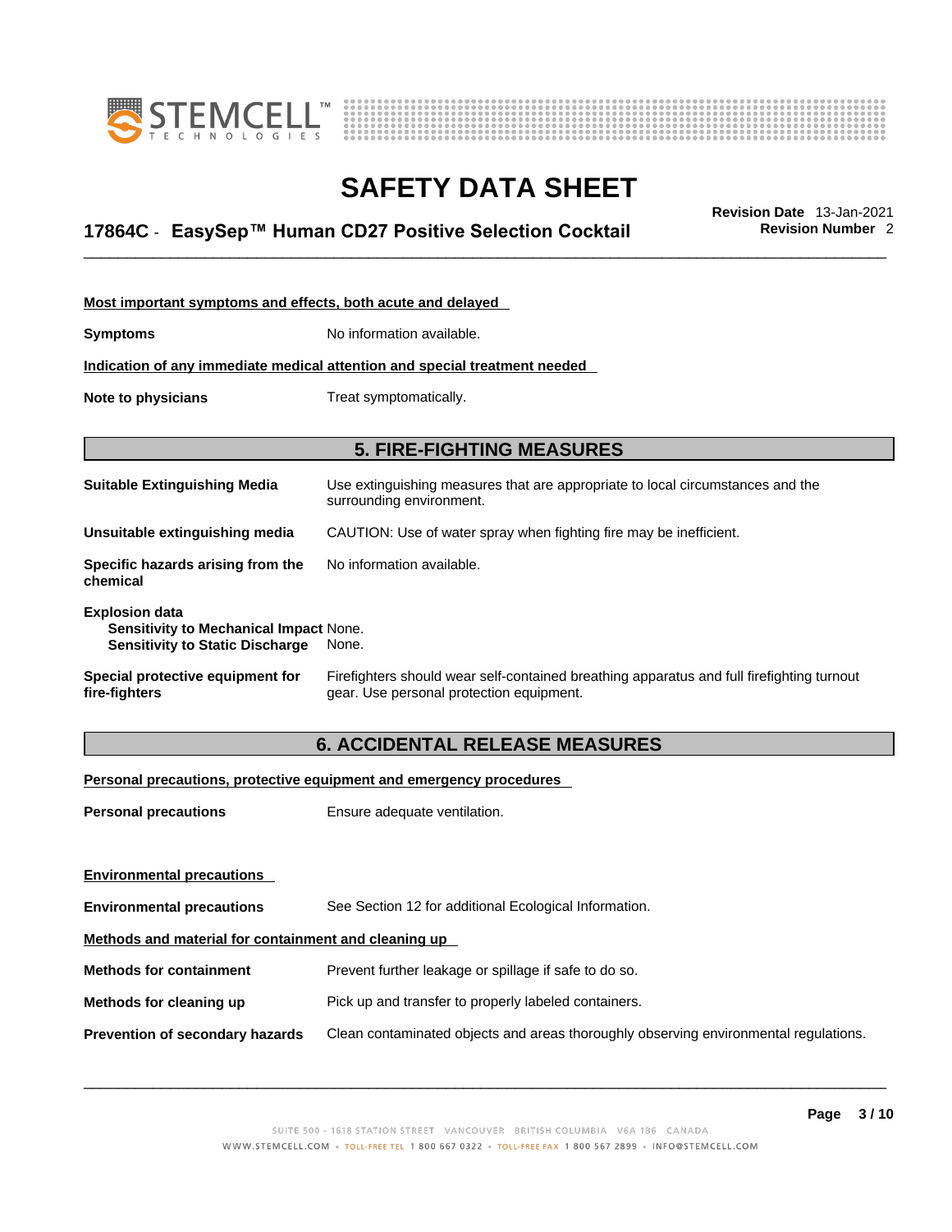**Most important symptoms and effects, both acute and delayed**

**Symptoms** No information available.

**Indication of any immediate medical attention and special treatment needed**

**Note to physicians** Treat symptomatically.

## 5. FIRE-FIGHTING MEASURES

**Suitable Extinguishing Media** Use extinguishing measures that are appropriate to local circumstances and the surrounding environment.

**Unsuitable extinguishing media** CAUTION: Use of water spray when fighting fire may be inefficient.

**Specific hazards arising from the chemical** No information available.

**Explosion data**
**Sensitivity to Mechanical Impact** None.
**Sensitivity to Static Discharge** None.

**Special protective equipment for fire-fighters** Firefighters should wear self-contained breathing apparatus and full firefighting turnout gear. Use personal protection equipment.

## 6. ACCIDENTAL RELEASE MEASURES

**Personal precautions, protective equipment and emergency procedures**

**Personal precautions** Ensure adequate ventilation.

**Environmental precautions**

**Environmental precautions** See Section 12 for additional Ecological Information.

**Methods and material for containment and cleaning up**

**Methods for containment** Prevent further leakage or spillage if safe to do so.

**Methods for cleaning up** Pick up and transfer to properly labeled containers.

**Prevention of secondary hazards** Clean contaminated objects and areas thoroughly observing environmental regulations.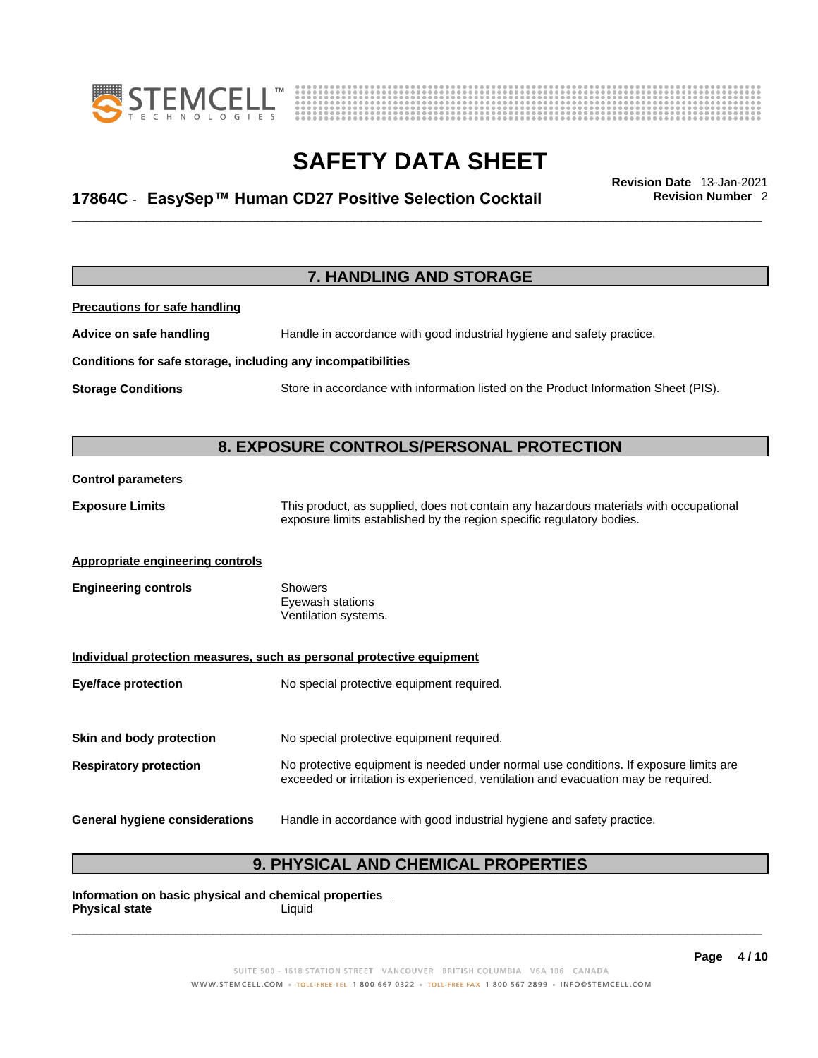## 7. HANDLING AND STORAGE

**Precautions for safe handling**

**Advice on safe handling** Handle in accordance with good industrial hygiene and safety practice.

**Conditions for safe storage, including any incompatibilities**

**Storage Conditions** Store in accordance with information listed on the Product Information Sheet (PIS).

## 8. EXPOSURE CONTROLS/PERSONAL PROTECTION

**Control parameters**

**Exposure Limits** This product, as supplied, does not contain any hazardous materials with occupational exposure limits established by the region specific regulatory bodies.

**Appropriate engineering controls**

**Engineering controls**
Showers
Eyewash stations
Ventilation systems.

**Individual protection measures, such as personal protective equipment**

**Eye/face protection** No special protective equipment required.

**Skin and body protection** No special protective equipment required.

**Respiratory protection** No protective equipment is needed under normal use conditions. If exposure limits are exceeded or irritation is experienced, ventilation and evacuation may be required.

**General hygiene considerations** Handle in accordance with good industrial hygiene and safety practice.

## 9. PHYSICAL AND CHEMICAL PROPERTIES

**Information on basic physical and chemical properties**

**Physical state** Liquid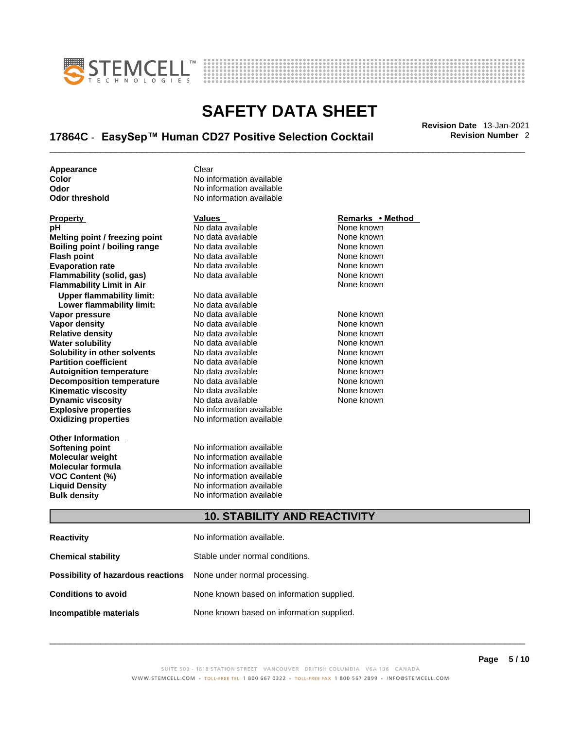| | |
|---|---|
| **Appearance** | Clear |
| **Color** | No information available |
| **Odor** | No information available |
| **Odor threshold** | No information available |

| Property | Values | Remarks • Method |
|---|---|---|
| **pH** | No data available | None known |
| **Melting point / freezing point** | No data available | None known |
| **Boiling point / boiling range** | No data available | None known |
| **Flash point** | No data available | None known |
| **Evaporation rate** | No data available | None known |
| **Flammability (solid, gas)** | No data available | None known |
| **Flammability Limit in Air** | | None known |
| **Upper flammability limit:** | No data available | |
| **Lower flammability limit:** | No data available | |
| **Vapor pressure** | No data available | None known |
| **Vapor density** | No data available | None known |
| **Relative density** | No data available | None known |
| **Water solubility** | No data available | None known |
| **Solubility in other solvents** | No data available | None known |
| **Partition coefficient** | No data available | None known |
| **Autoignition temperature** | No data available | None known |
| **Decomposition temperature** | No data available | None known |
| **Kinematic viscosity** | No data available | None known |
| **Dynamic viscosity** | No data available | None known |
| **Explosive properties** | No information available | |
| **Oxidizing properties** | No information available | |

**Other Information**

| | |
|---|---|
| **Softening point** | No information available |
| **Molecular weight** | No information available |
| **Molecular formula** | No information available |
| **VOC Content (%)** | No information available |
| **Liquid Density** | No information available |
| **Bulk density** | No information available |

## 10. STABILITY AND REACTIVITY

| | |
|---|---|
| **Reactivity** | No information available. |
| **Chemical stability** | Stable under normal conditions. |
| **Possibility of hazardous reactions** | None under normal processing. |
| **Conditions to avoid** | None known based on information supplied. |
| **Incompatible materials** | None known based on information supplied. |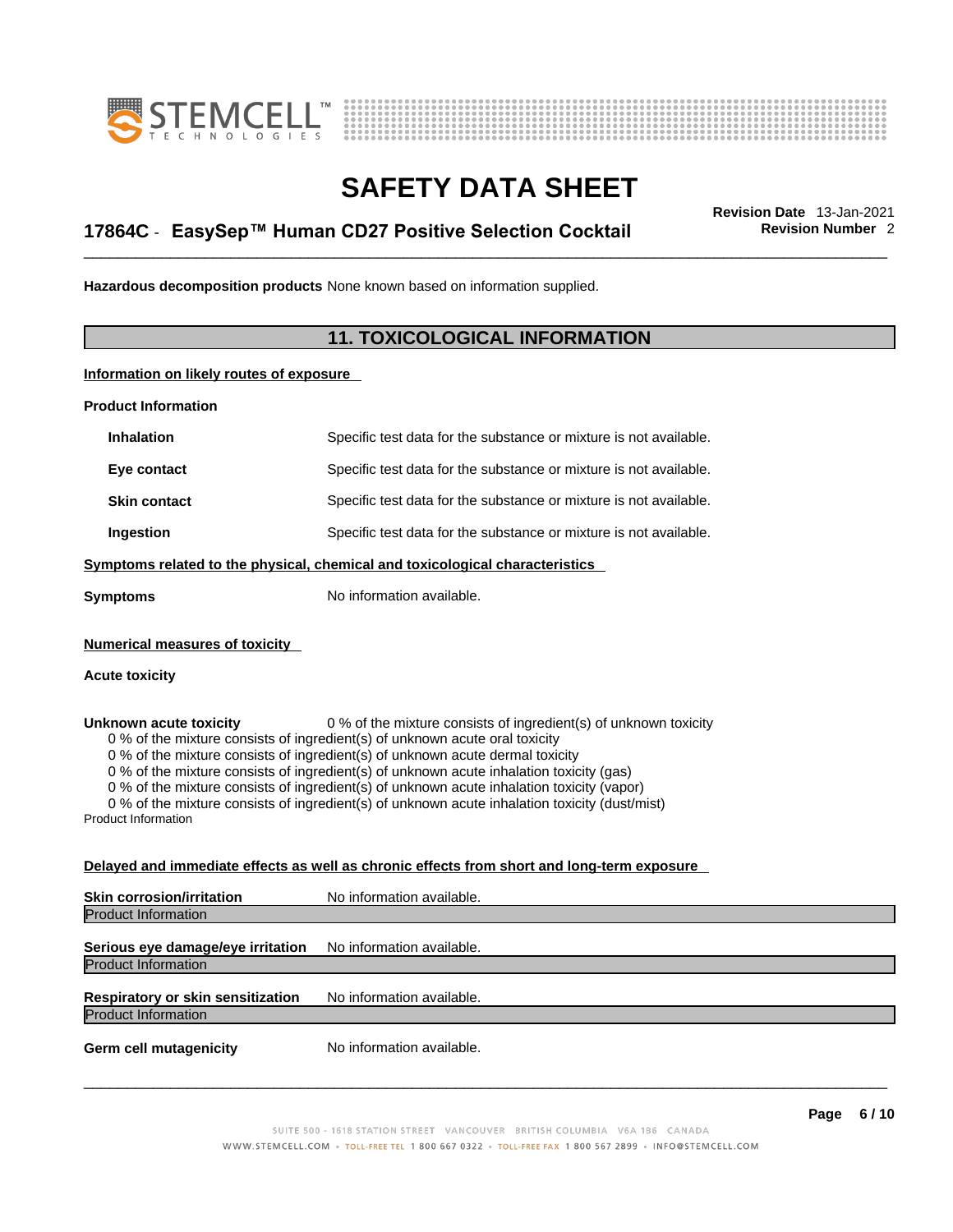**Hazardous decomposition products** None known based on information supplied.

## 11. TOXICOLOGICAL INFORMATION

**Information on likely routes of exposure**

**Product Information**

| | |
|---|---|
| **Inhalation** | Specific test data for the substance or mixture is not available. |
| **Eye contact** | Specific test data for the substance or mixture is not available. |
| **Skin contact** | Specific test data for the substance or mixture is not available. |
| **Ingestion** | Specific test data for the substance or mixture is not available. |

**Symptoms related to the physical, chemical and toxicological characteristics**

**Symptoms** No information available.

**Numerical measures of toxicity**

**Acute toxicity**

**Unknown acute toxicity** 0 % of the mixture consists of ingredient(s) of unknown toxicity

0 % of the mixture consists of ingredient(s) of unknown acute oral toxicity
0 % of the mixture consists of ingredient(s) of unknown acute dermal toxicity
0 % of the mixture consists of ingredient(s) of unknown acute inhalation toxicity (gas)
0 % of the mixture consists of ingredient(s) of unknown acute inhalation toxicity (vapor)
0 % of the mixture consists of ingredient(s) of unknown acute inhalation toxicity (dust/mist)

Product Information

**Delayed and immediate effects as well as chronic effects from short and long-term exposure**

**Skin corrosion/irritation** No information available.

Product Information

**Serious eye damage/eye irritation** No information available.

Product Information

**Respiratory or skin sensitization** No information available.

Product Information

**Germ cell mutagenicity** No information available.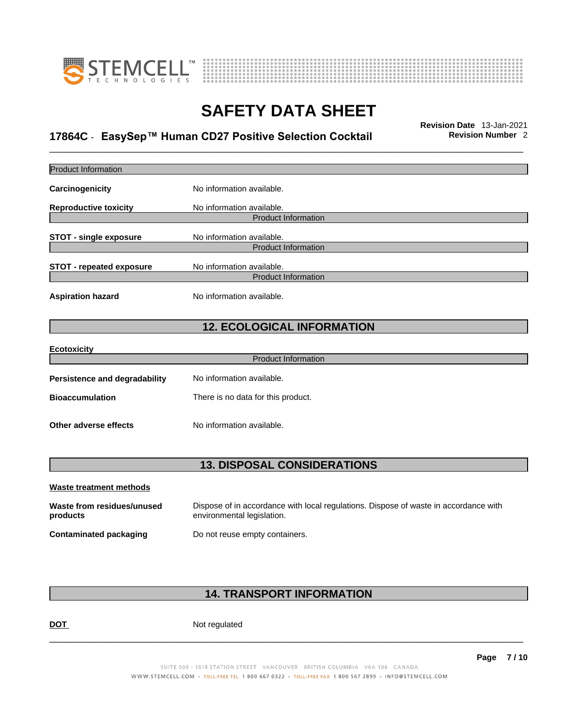Product Information

**Carcinogenicity** No information available.

**Reproductive toxicity** No information available.

Product Information

**STOT - single exposure** No information available.

Product Information

**STOT - repeated exposure** No information available.

Product Information

**Aspiration hazard** No information available.

## 12. ECOLOGICAL INFORMATION

**Ecotoxicity**

Product Information

**Persistence and degradability** No information available.

**Bioaccumulation** There is no data for this product.

**Other adverse effects** No information available.

## 13. DISPOSAL CONSIDERATIONS

**Waste treatment methods**

**Waste from residues/unused products** Dispose of in accordance with local regulations. Dispose of waste in accordance with environmental legislation.

**Contaminated packaging** Do not reuse empty containers.

## 14. TRANSPORT INFORMATION

**DOT** Not regulated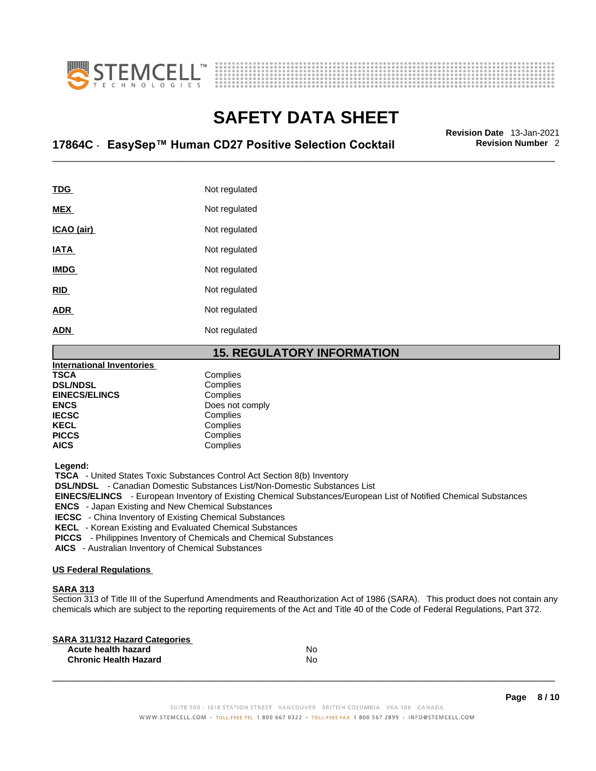| | |
|---|---|
| **TDG** | Not regulated |
| **MEX** | Not regulated |
| **ICAO (air)** | Not regulated |
| **IATA** | Not regulated |
| **IMDG** | Not regulated |
| **RID** | Not regulated |
| **ADR** | Not regulated |
| **ADN** | Not regulated |

## 15. REGULATORY INFORMATION

**International Inventories**

| | |
|---|---|
| **TSCA** | Complies |
| **DSL/NDSL** | Complies |
| **EINECS/ELINCS** | Complies |
| **ENCS** | Does not comply |
| **IECSC** | Complies |
| **KECL** | Complies |
| **PICCS** | Complies |
| **AICS** | Complies |

**Legend:**

**TSCA** - United States Toxic Substances Control Act Section 8(b) Inventory
**DSL/NDSL** - Canadian Domestic Substances List/Non-Domestic Substances List
**EINECS/ELINCS** - European Inventory of Existing Chemical Substances/European List of Notified Chemical Substances
**ENCS** - Japan Existing and New Chemical Substances
**IECSC** - China Inventory of Existing Chemical Substances
**KECL** - Korean Existing and Evaluated Chemical Substances
**PICCS** - Philippines Inventory of Chemicals and Chemical Substances
**AICS** - Australian Inventory of Chemical Substances

**US Federal Regulations**

**SARA 313**

Section 313 of Title III of the Superfund Amendments and Reauthorization Act of 1986 (SARA). This product does not contain any chemicals which are subject to the reporting requirements of the Act and Title 40 of the Code of Federal Regulations, Part 372.

**SARA 311/312 Hazard Categories**

| | |
|---|---|
| **Acute health hazard** | No |
| **Chronic Health Hazard** | No |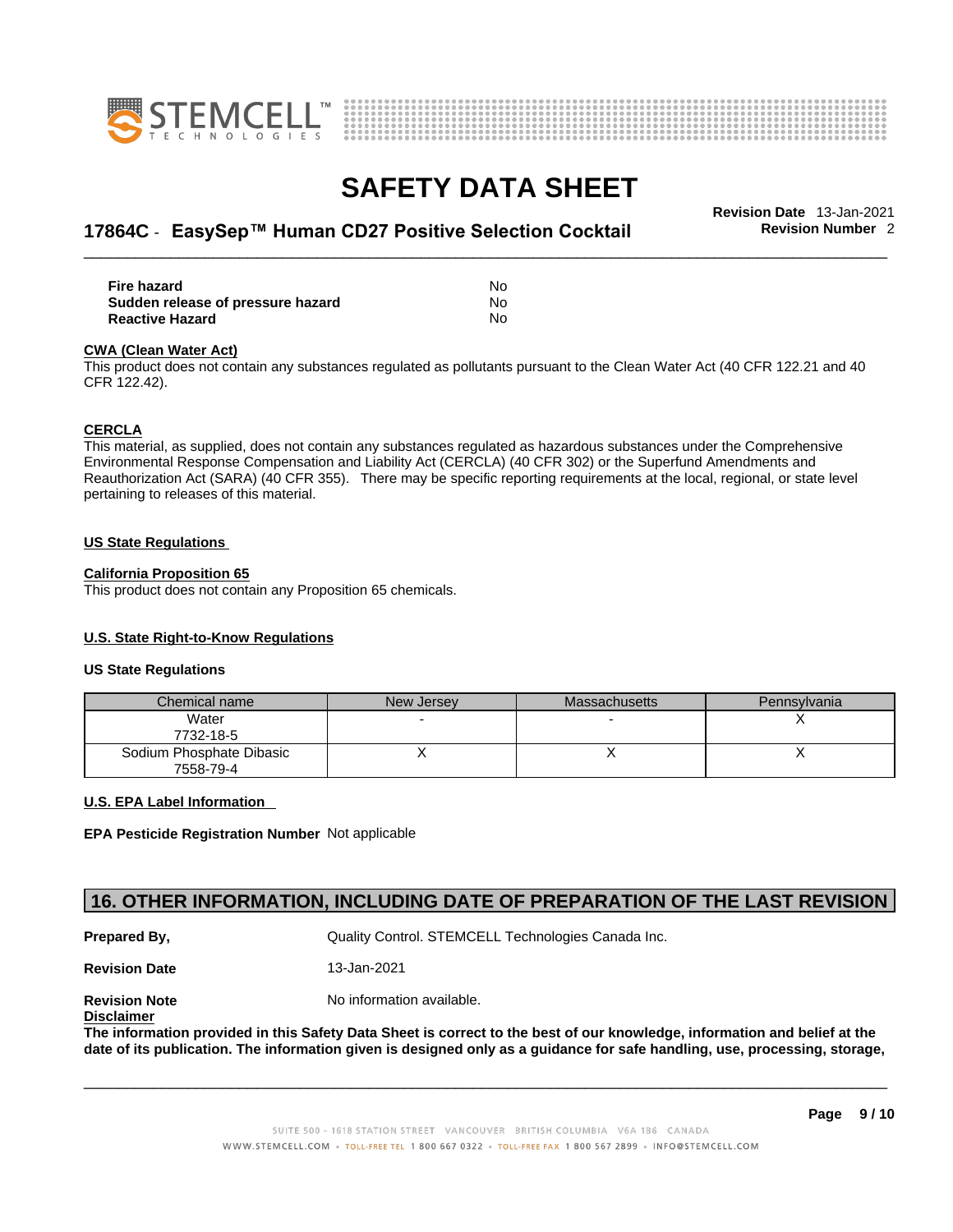| | |
|---|---|
| **Fire hazard** | No |
| **Sudden release of pressure hazard** | No |
| **Reactive Hazard** | No |

**CWA (Clean Water Act)**

This product does not contain any substances regulated as pollutants pursuant to the Clean Water Act (40 CFR 122.21 and 40 CFR 122.42).

**CERCLA**

This material, as supplied, does not contain any substances regulated as hazardous substances under the Comprehensive Environmental Response Compensation and Liability Act (CERCLA) (40 CFR 302) or the Superfund Amendments and Reauthorization Act (SARA) (40 CFR 355). There may be specific reporting requirements at the local, regional, or state level pertaining to releases of this material.

**US State Regulations**

**California Proposition 65**

This product does not contain any Proposition 65 chemicals.

**U.S. State Right-to-Know Regulations**

**US State Regulations**

| Chemical name | New Jersey | Massachusetts | Pennsylvania |
|---|---|---|---|
| Water 7732-18-5 | - | - | X |
| Sodium Phosphate Dibasic 7558-79-4 | X | X | X |

**U.S. EPA Label Information**

**EPA Pesticide Registration Number** Not applicable

## 16. OTHER INFORMATION, INCLUDING DATE OF PREPARATION OF THE LAST REVISION

| | |
|---|---|
| **Prepared By,** | Quality Control. STEMCELL Technologies Canada Inc. |
| **Revision Date** | 13-Jan-2021 |
| **Revision Note** | No information available. |

**Disclaimer**

**The information provided in this Safety Data Sheet is correct to the best of our knowledge, information and belief at the date of its publication. The information given is designed only as a guidance for safe handling, use, processing, storage,**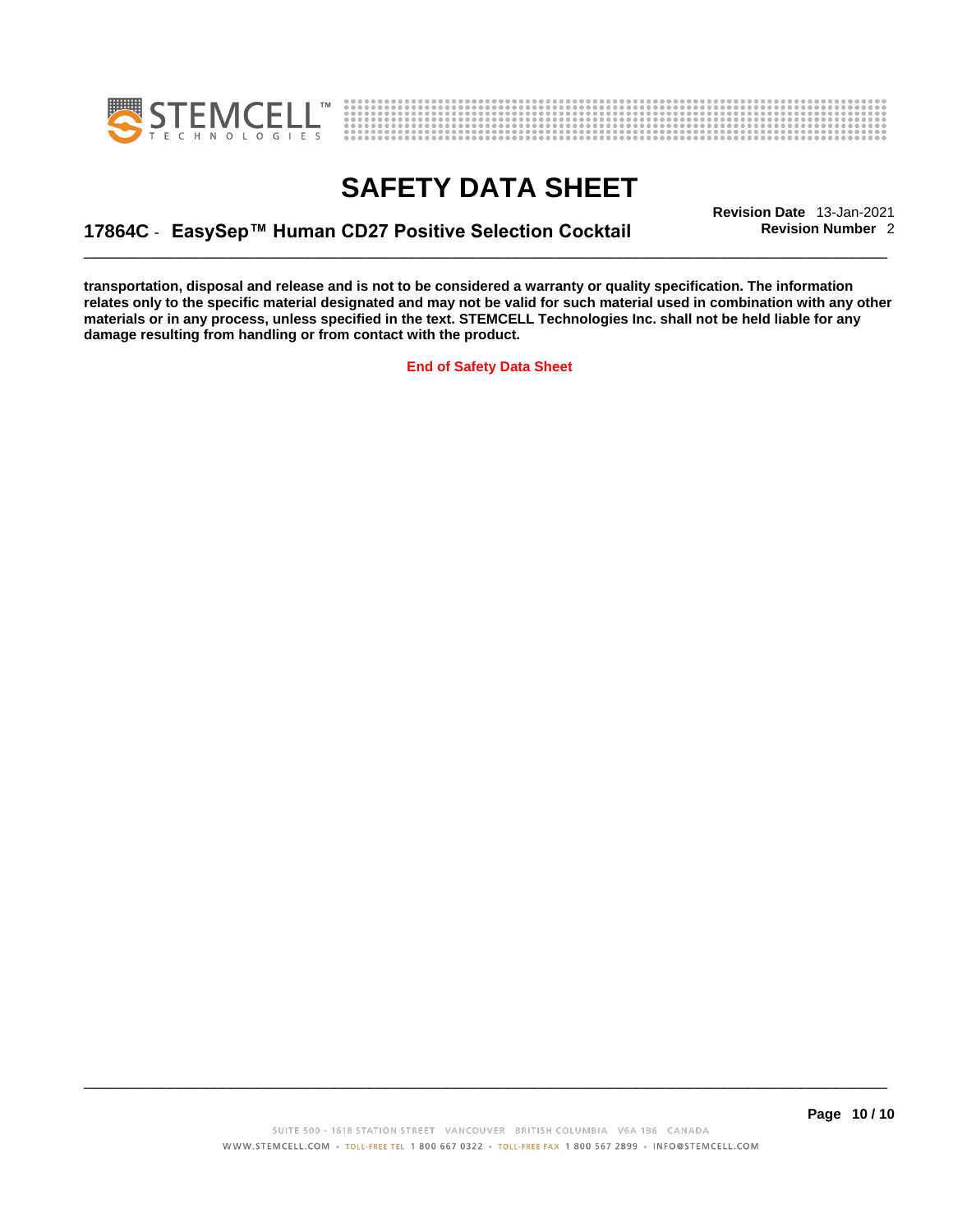**transportation, disposal and release and is not to be considered a warranty or quality specification. The information relates only to the specific material designated and may not be valid for such material used in combination with any other materials or in any process, unless specified in the text. STEMCELL Technologies Inc. shall not be held liable for any damage resulting from handling or from contact with the product.**

**End of Safety Data Sheet**